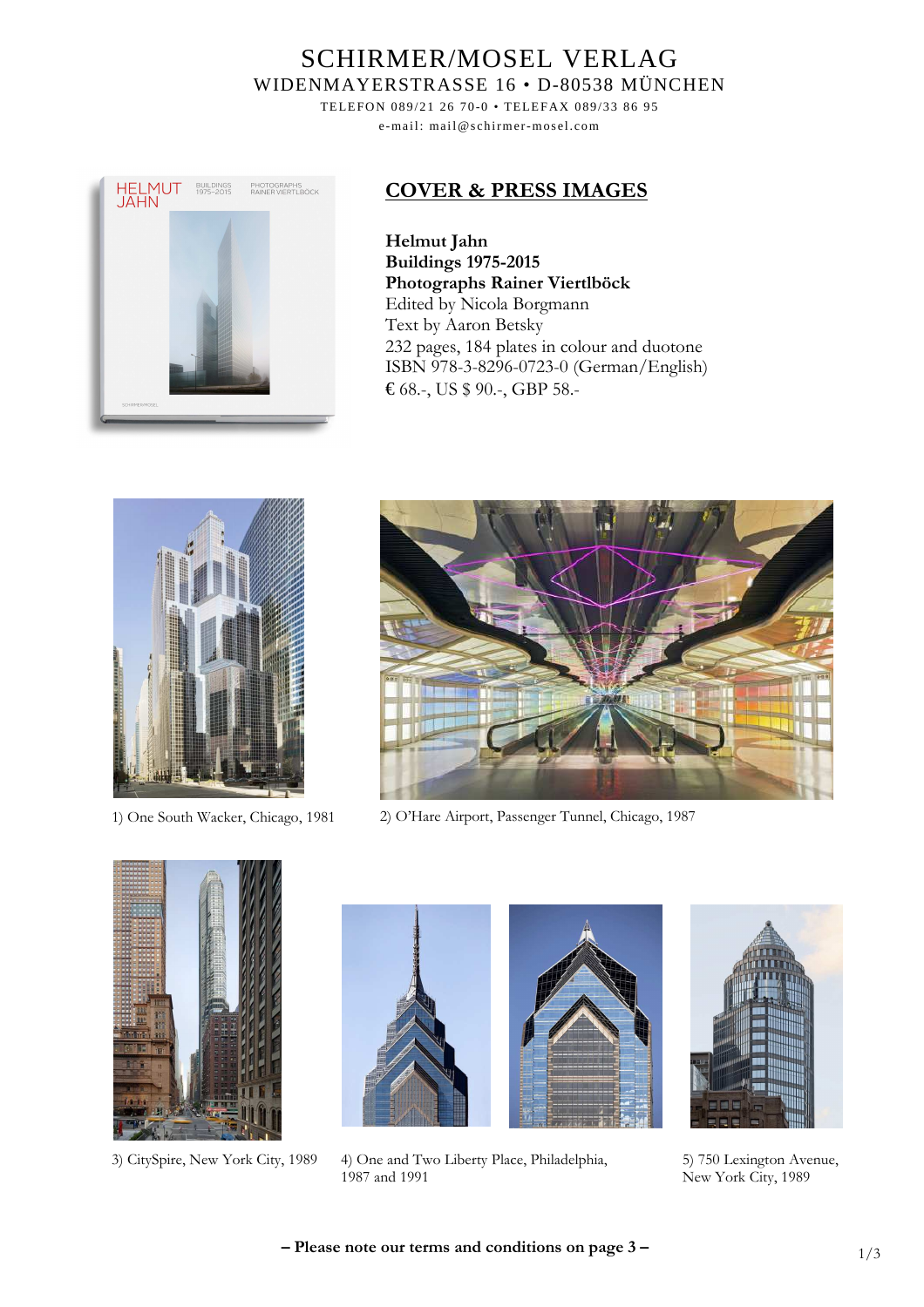# SCHIRMER/MOSEL VERLAG

WIDENMAYERSTRASSE 16 • D-80538 MÜNCHEN

TELEFON 089/21 26 70-0 • TELEFAX 089/33 86 95

e-mail: mail@schirmer-mosel.com

## COVER & PRESS IMAGES

**Helmut Jahn**
**Buildings 1975-2015**
**Photographs Rainer Viertlböck**
Edited by Nicola Borgmann
Text by Aaron Betsky
232 pages, 184 plates in colour and duotone
ISBN 978-3-8296-0723-0 (German/English)
€ 68.-, US $ 90.-, GBP 58.-

1) One South Wacker, Chicago, 1981

2) O'Hare Airport, Passenger Tunnel, Chicago, 1987

3) CitySpire, New York City, 1989

4) One and Two Liberty Place, Philadelphia, 1987 and 1991

5) 750 Lexington Avenue, New York City, 1989

**– Please note our terms and conditions on page 3 –**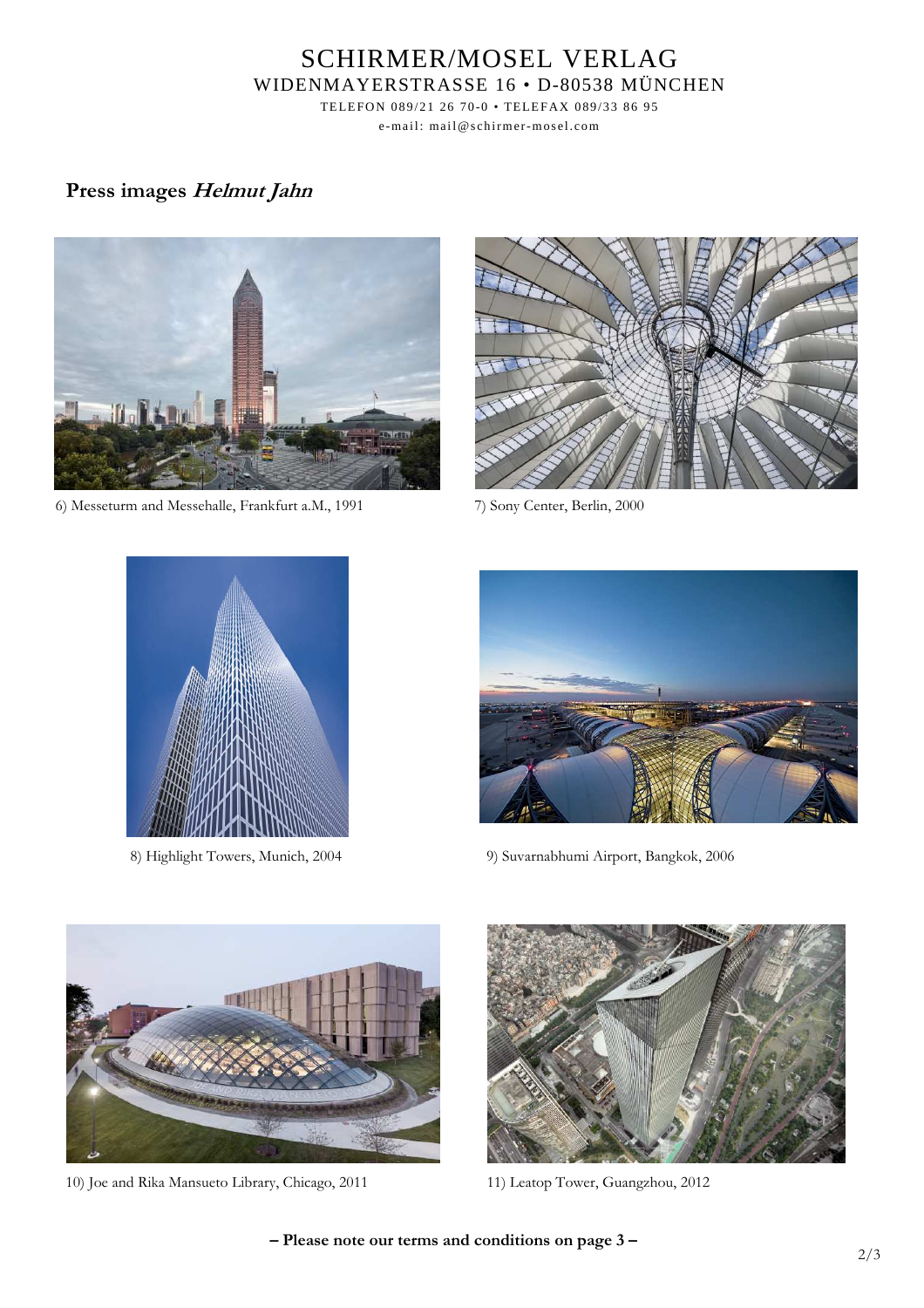SCHIRMER/MOSEL VERLAG
WIDENMAYERSTRASSE 16 • D-80538 MÜNCHEN
TELEFON 089/21 26 70-0 • TELEFAX 089/33 86 95
e-mail: mail@schirmer-mosel.com

## Press images *Helmut Jahn*

6) Messeturm and Messehalle, Frankfurt a.M., 1991

7) Sony Center, Berlin, 2000

8) Highlight Towers, Munich, 2004

9) Suvarnabhumi Airport, Bangkok, 2006

10) Joe and Rika Mansueto Library, Chicago, 2011

11) Leatop Tower, Guangzhou, 2012

**– Please note our terms and conditions on page 3 –**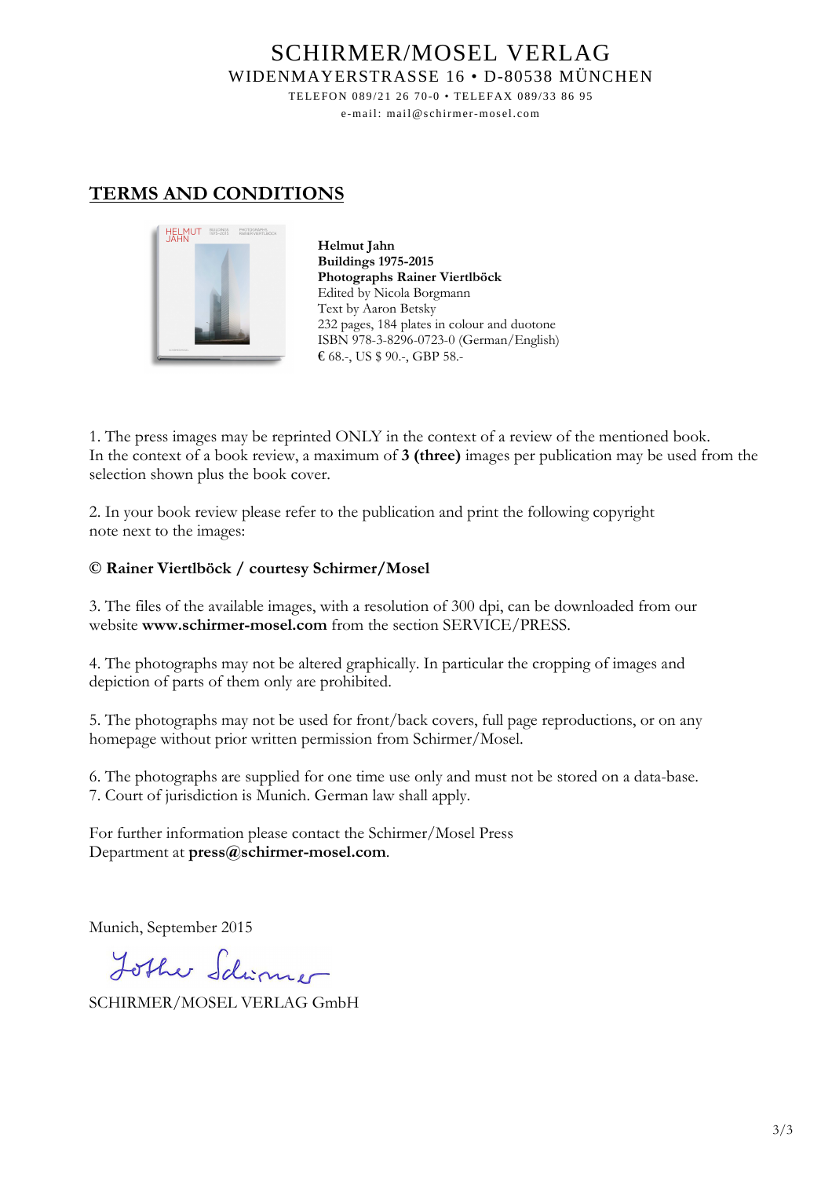# SCHIRMER/MOSEL VERLAG

WIDENMAYERSTRASSE 16 • D-80538 MÜNCHEN

TELEFON 089/21 26 70-0 • TELEFAX 089/33 86 95

e-mail: mail@schirmer-mosel.com

## TERMS AND CONDITIONS

**Helmut Jahn**
**Buildings 1975-2015**
**Photographs Rainer Viertlböck**
Edited by Nicola Borgmann
Text by Aaron Betsky
232 pages, 184 plates in colour and duotone
ISBN 978-3-8296-0723-0 (German/English)
€ 68.-, US $ 90.-, GBP 58.-

1. The press images may be reprinted ONLY in the context of a review of the mentioned book. In the context of a book review, a maximum of **3 (three)** images per publication may be used from the selection shown plus the book cover.

2. In your book review please refer to the publication and print the following copyright note next to the images:

**© Rainer Viertlböck / courtesy Schirmer/Mosel**

3. The files of the available images, with a resolution of 300 dpi, can be downloaded from our website **www.schirmer-mosel.com** from the section SERVICE/PRESS.

4. The photographs may not be altered graphically. In particular the cropping of images and depiction of parts of them only are prohibited.

5. The photographs may not be used for front/back covers, full page reproductions, or on any homepage without prior written permission from Schirmer/Mosel.

6. The photographs are supplied for one time use only and must not be stored on a data-base.
7. Court of jurisdiction is Munich. German law shall apply.

For further information please contact the Schirmer/Mosel Press Department at **press@schirmer-mosel.com**.

Munich, September 2015

Lothar Schirmer

SCHIRMER/MOSEL VERLAG GmbH